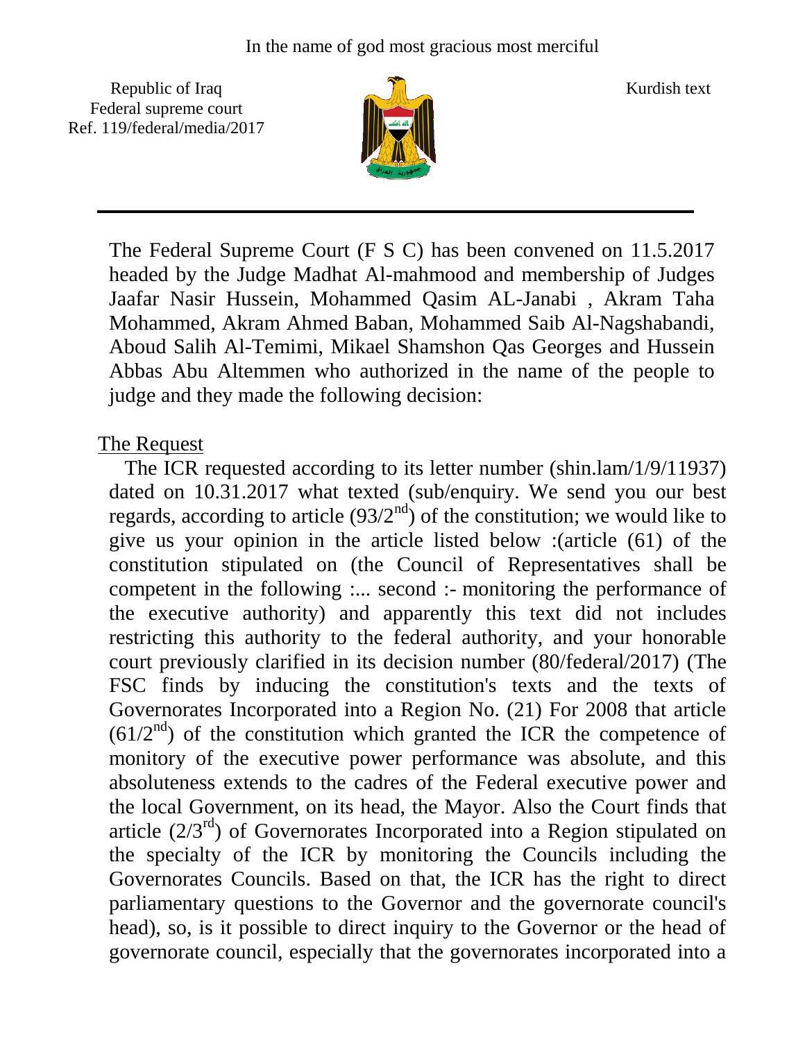In the name of god most gracious most merciful

Republic of Iraq
Federal supreme court
Ref. 119/federal/media/2017

Kurdish text

---

The Federal Supreme Court (F S C) has been convened on 11.5.2017 headed by the Judge Madhat Al-mahmood and membership of Judges Jaafar Nasir Hussein, Mohammed Qasim AL-Janabi , Akram Taha Mohammed, Akram Ahmed Baban, Mohammed Saib Al-Nagshabandi, Aboud Salih Al-Temimi, Mikael Shamshon Qas Georges and Hussein Abbas Abu Altemmen who authorized in the name of the people to judge and they made the following decision:

## The Request

The ICR requested according to its letter number (shin.lam/1/9/11937) dated on 10.31.2017 what texted (sub/enquiry. We send you our best regards, according to article ($93/2^{nd}$) of the constitution; we would like to give us your opinion in the article listed below :(article (61) of the constitution stipulated on (the Council of Representatives shall be competent in the following :... second :- monitoring the performance of the executive authority) and apparently this text did not includes restricting this authority to the federal authority, and your honorable court previously clarified in its decision number (80/federal/2017) (The FSC finds by inducing the constitution's texts and the texts of Governorates Incorporated into a Region No. (21) For 2008 that article ($61/2^{nd}$) of the constitution which granted the ICR the competence of monitory of the executive power performance was absolute, and this absoluteness extends to the cadres of the Federal executive power and the local Government, on its head, the Mayor. Also the Court finds that article ($2/3^{rd}$) of Governorates Incorporated into a Region stipulated on the specialty of the ICR by monitoring the Councils including the Governorates Councils. Based on that, the ICR has the right to direct parliamentary questions to the Governor and the governorate council's head), so, is it possible to direct inquiry to the Governor or the head of governorate council, especially that the governorates incorporated into a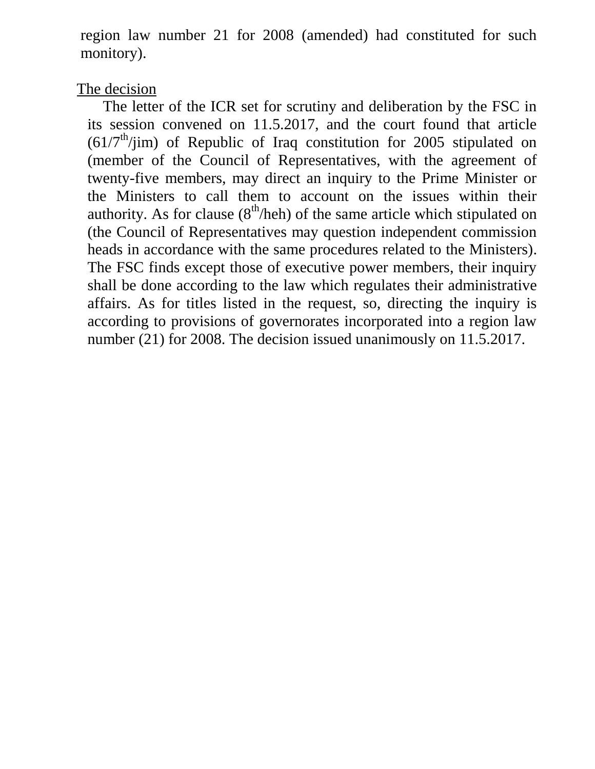region law number 21 for 2008 (amended) had constituted for such monitory).

The decision

The letter of the ICR set for scrutiny and deliberation by the FSC in its session convened on 11.5.2017, and the court found that article (61/7th/jim) of Republic of Iraq constitution for 2005 stipulated on (member of the Council of Representatives, with the agreement of twenty-five members, may direct an inquiry to the Prime Minister or the Ministers to call them to account on the issues within their authority. As for clause (8th/heh) of the same article which stipulated on (the Council of Representatives may question independent commission heads in accordance with the same procedures related to the Ministers). The FSC finds except those of executive power members, their inquiry shall be done according to the law which regulates their administrative affairs. As for titles listed in the request, so, directing the inquiry is according to provisions of governorates incorporated into a region law number (21) for 2008. The decision issued unanimously on 11.5.2017.